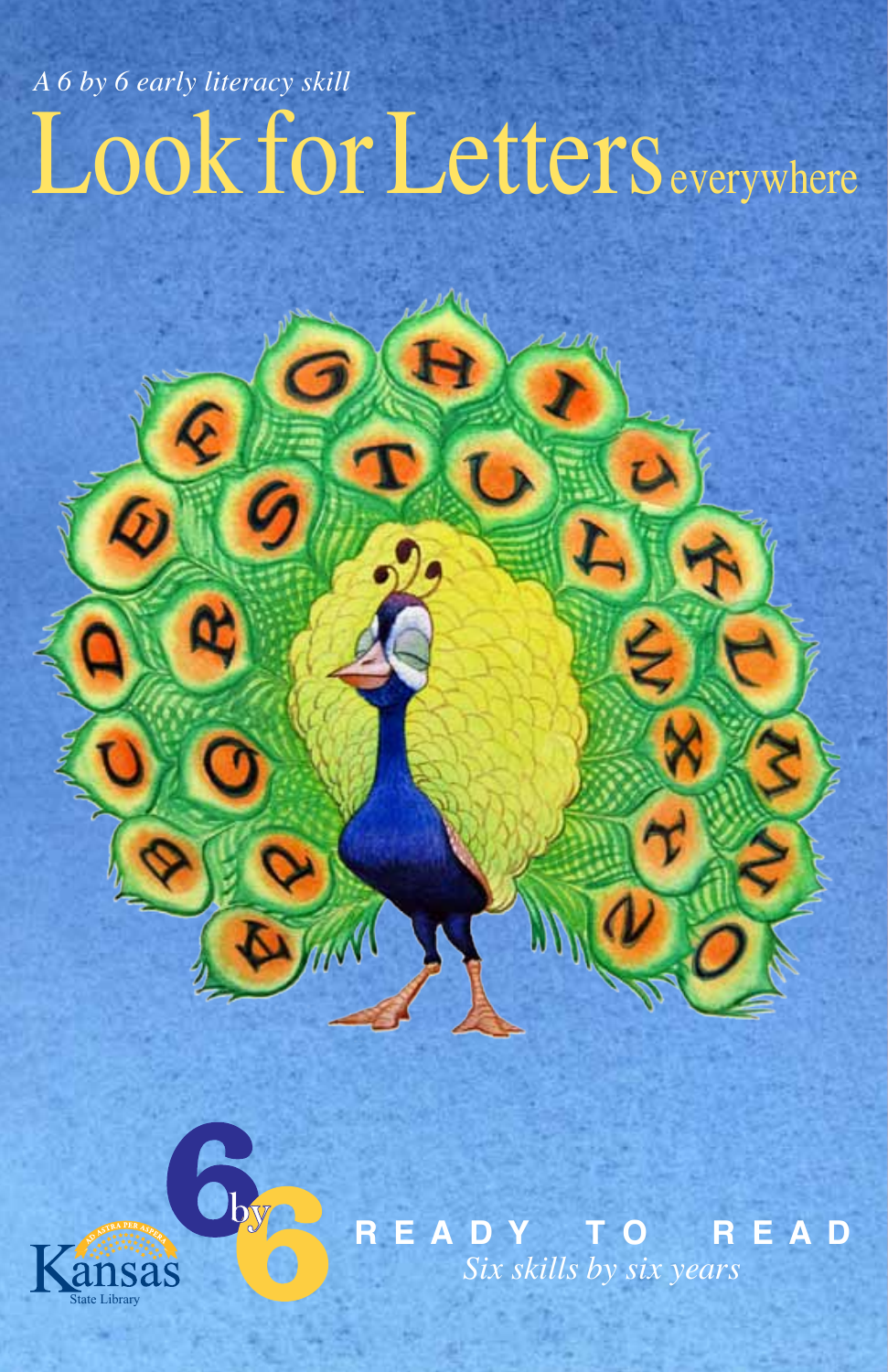*A 6 by 6 early literacy skill*

# Look for Letters everywhere

Kansas State Library

6 by 6

READY TO READ

*Six skills by six years*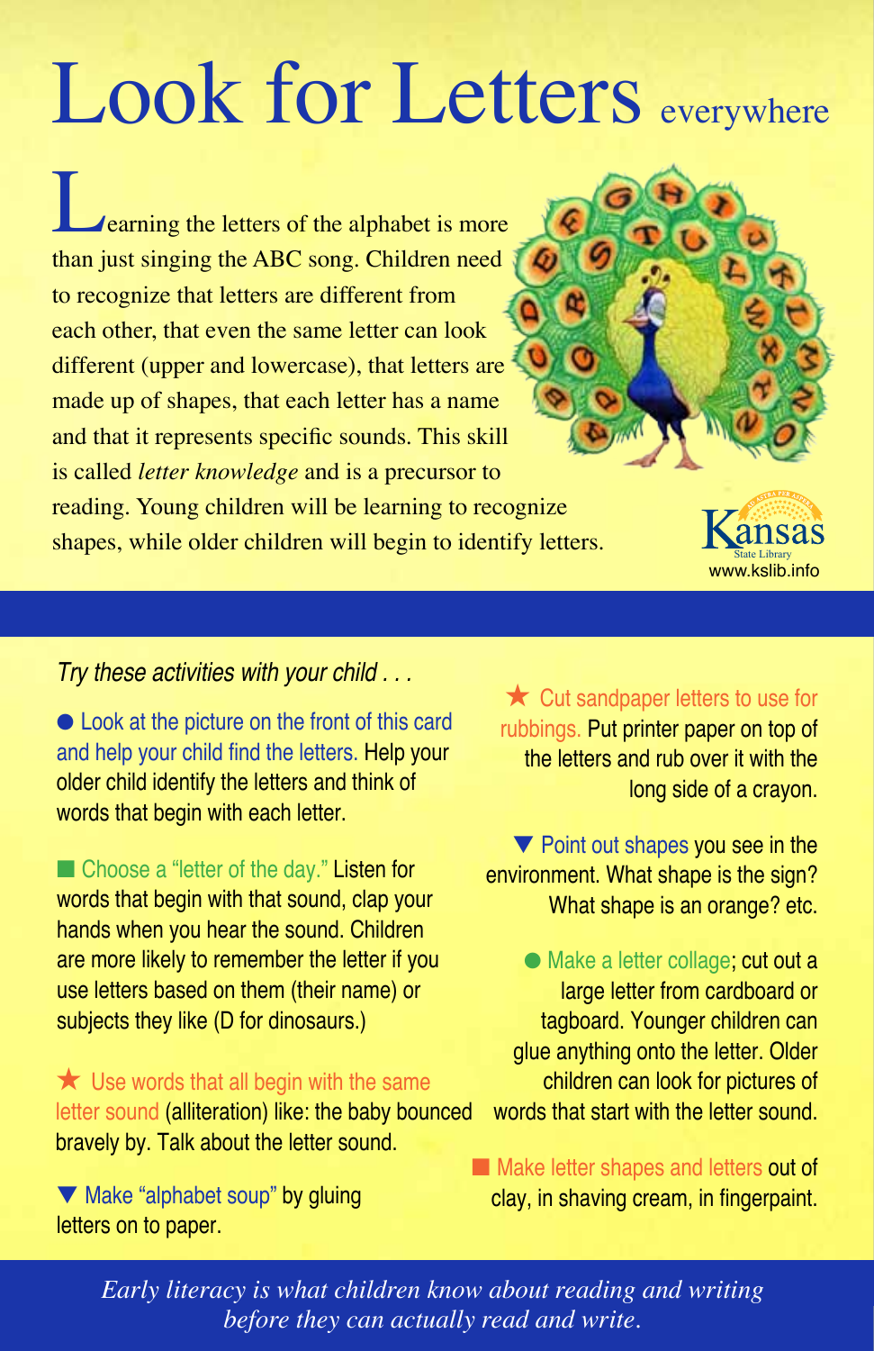# Look for Letters everywhere

Learning the letters of the alphabet is more than just singing the ABC song. Children need to recognize that letters are different from each other, that even the same letter can look different (upper and lowercase), that letters are made up of shapes, that each letter has a name and that it represents specific sounds. This skill is called *letter knowledge* and is a precursor to reading. Young children will be learning to recognize shapes, while older children will begin to identify letters.

Kansas State Library
www.kslib.info

*Try these activities with your child . . .*

● Look at the picture on the front of this card and help your child find the letters. Help your older child identify the letters and think of words that begin with each letter.

■ Choose a "letter of the day." Listen for words that begin with that sound, clap your hands when you hear the sound. Children are more likely to remember the letter if you use letters based on them (their name) or subjects they like (D for dinosaurs.)

★ Use words that all begin with the same letter sound (alliteration) like: the baby bounced bravely by. Talk about the letter sound.

▼ Make "alphabet soup" by gluing letters on to paper.

★ Cut sandpaper letters to use for rubbings. Put printer paper on top of the letters and rub over it with the long side of a crayon.

▼ Point out shapes you see in the environment. What shape is the sign? What shape is an orange? etc.

● Make a letter collage; cut out a large letter from cardboard or tagboard. Younger children can glue anything onto the letter. Older children can look for pictures of words that start with the letter sound.

■ Make letter shapes and letters out of clay, in shaving cream, in fingerpaint.

*Early literacy is what children know about reading and writing before they can actually read and write.*